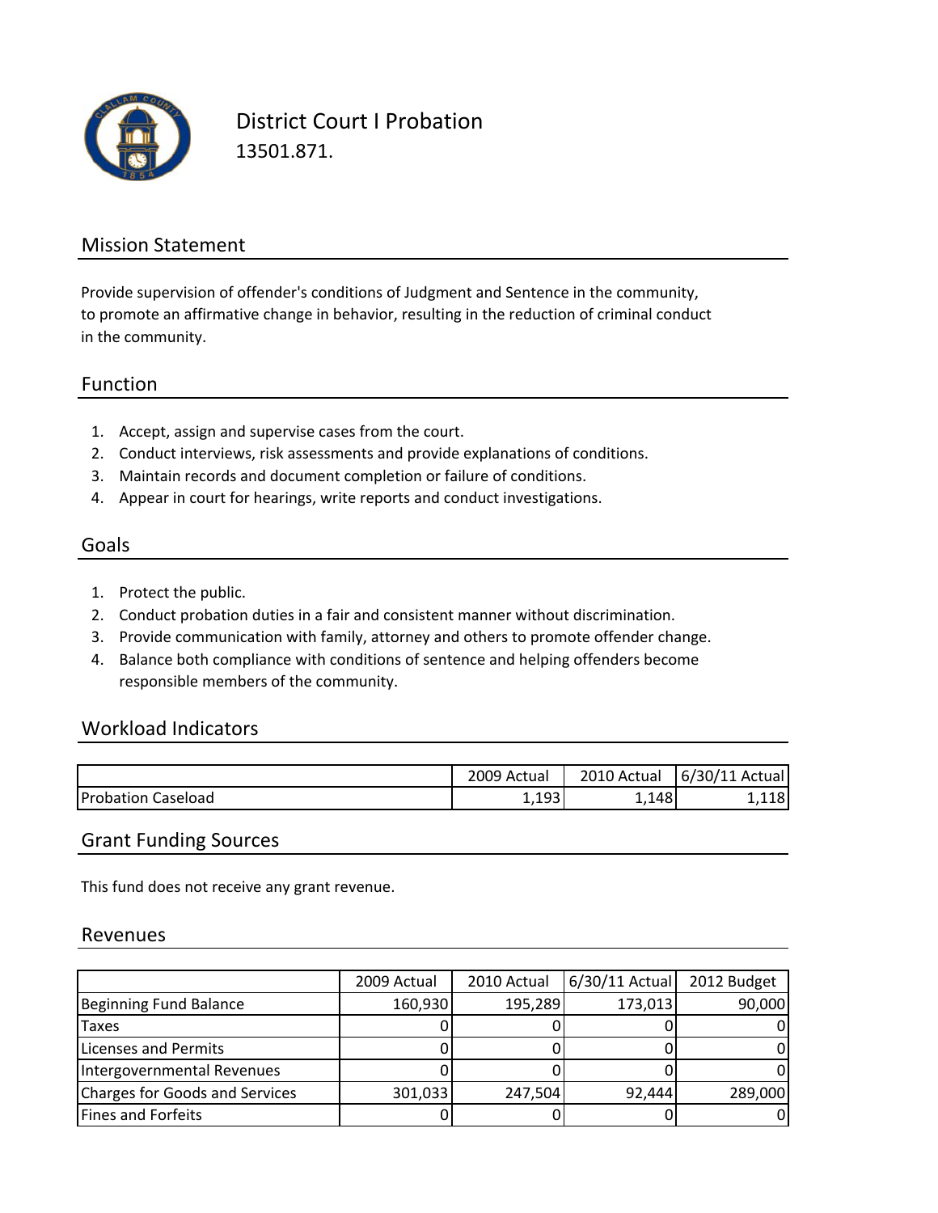# District Court I Probation

13501.871.

## Mission Statement

Provide supervision of offender's conditions of Judgment and Sentence in the community, to promote an affirmative change in behavior, resulting in the reduction of criminal conduct in the community.

## Function

1. Accept, assign and supervise cases from the court.
2. Conduct interviews, risk assessments and provide explanations of conditions.
3. Maintain records and document completion or failure of conditions.
4. Appear in court for hearings, write reports and conduct investigations.

## Goals

1. Protect the public.
2. Conduct probation duties in a fair and consistent manner without discrimination.
3. Provide communication with family, attorney and others to promote offender change.
4. Balance both compliance with conditions of sentence and helping offenders become responsible members of the community.

## Workload Indicators

| | 2009 Actual | 2010 Actual | 6/30/11 Actual |
|---|---|---|---|
| Probation Caseload | 1,193 | 1,148 | 1,118 |

## Grant Funding Sources

This fund does not receive any grant revenue.

## Revenues

| | 2009 Actual | 2010 Actual | 6/30/11 Actual | 2012 Budget |
|---|---|---|---|---|
| Beginning Fund Balance | 160,930 | 195,289 | 173,013 | 90,000 |
| Taxes | 0 | 0 | 0 | 0 |
| Licenses and Permits | 0 | 0 | 0 | 0 |
| Intergovernmental Revenues | 0 | 0 | 0 | 0 |
| Charges for Goods and Services | 301,033 | 247,504 | 92,444 | 289,000 |
| Fines and Forfeits | 0 | 0 | 0 | 0 |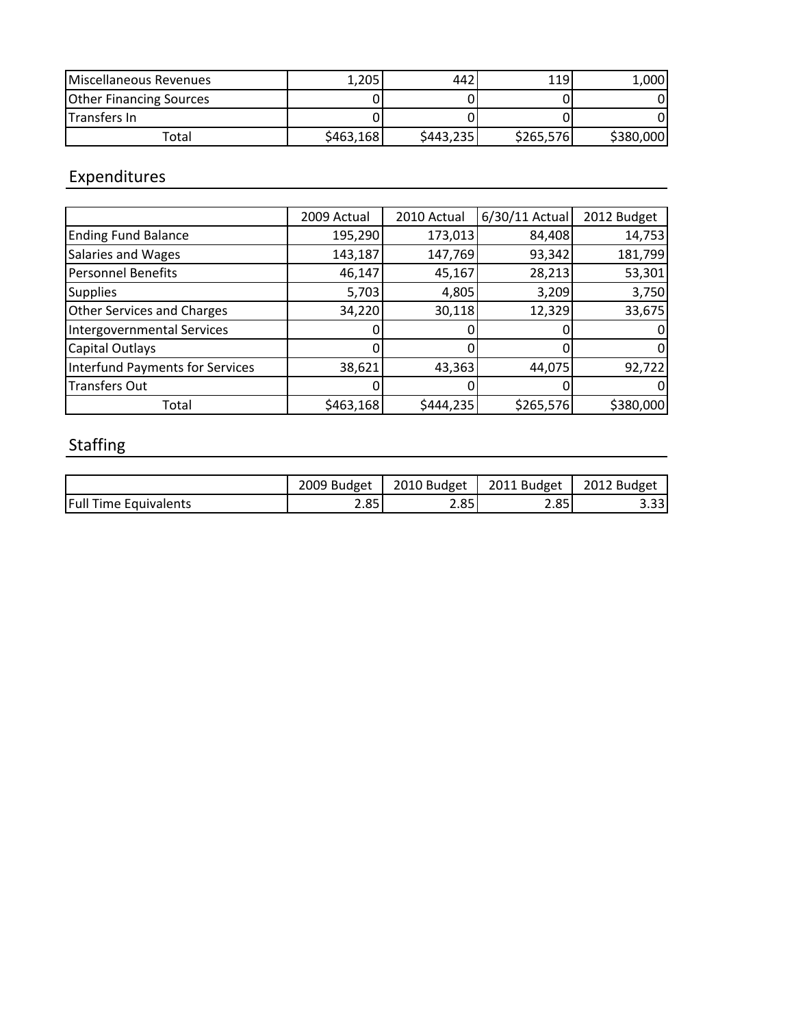| | | | | |
|---|---|---|---|---|
| Miscellaneous Revenues | 1,205 | 442 | 119 | 1,000 |
| Other Financing Sources | 0 | 0 | 0 | 0 |
| Transfers In | 0 | 0 | 0 | 0 |
| Total | $463,168 | $443,235 | $265,576 | $380,000 |

## Expenditures

| | 2009 Actual | 2010 Actual | 6/30/11 Actual | 2012 Budget |
|---|---|---|---|---|
| Ending Fund Balance | 195,290 | 173,013 | 84,408 | 14,753 |
| Salaries and Wages | 143,187 | 147,769 | 93,342 | 181,799 |
| Personnel Benefits | 46,147 | 45,167 | 28,213 | 53,301 |
| Supplies | 5,703 | 4,805 | 3,209 | 3,750 |
| Other Services and Charges | 34,220 | 30,118 | 12,329 | 33,675 |
| Intergovernmental Services | 0 | 0 | 0 | 0 |
| Capital Outlays | 0 | 0 | 0 | 0 |
| Interfund Payments for Services | 38,621 | 43,363 | 44,075 | 92,722 |
| Transfers Out | 0 | 0 | 0 | 0 |
| Total | $463,168 | $444,235 | $265,576 | $380,000 |

## Staffing

| | 2009 Budget | 2010 Budget | 2011 Budget | 2012 Budget |
|---|---|---|---|---|
| Full Time Equivalents | 2.85 | 2.85 | 2.85 | 3.33 |